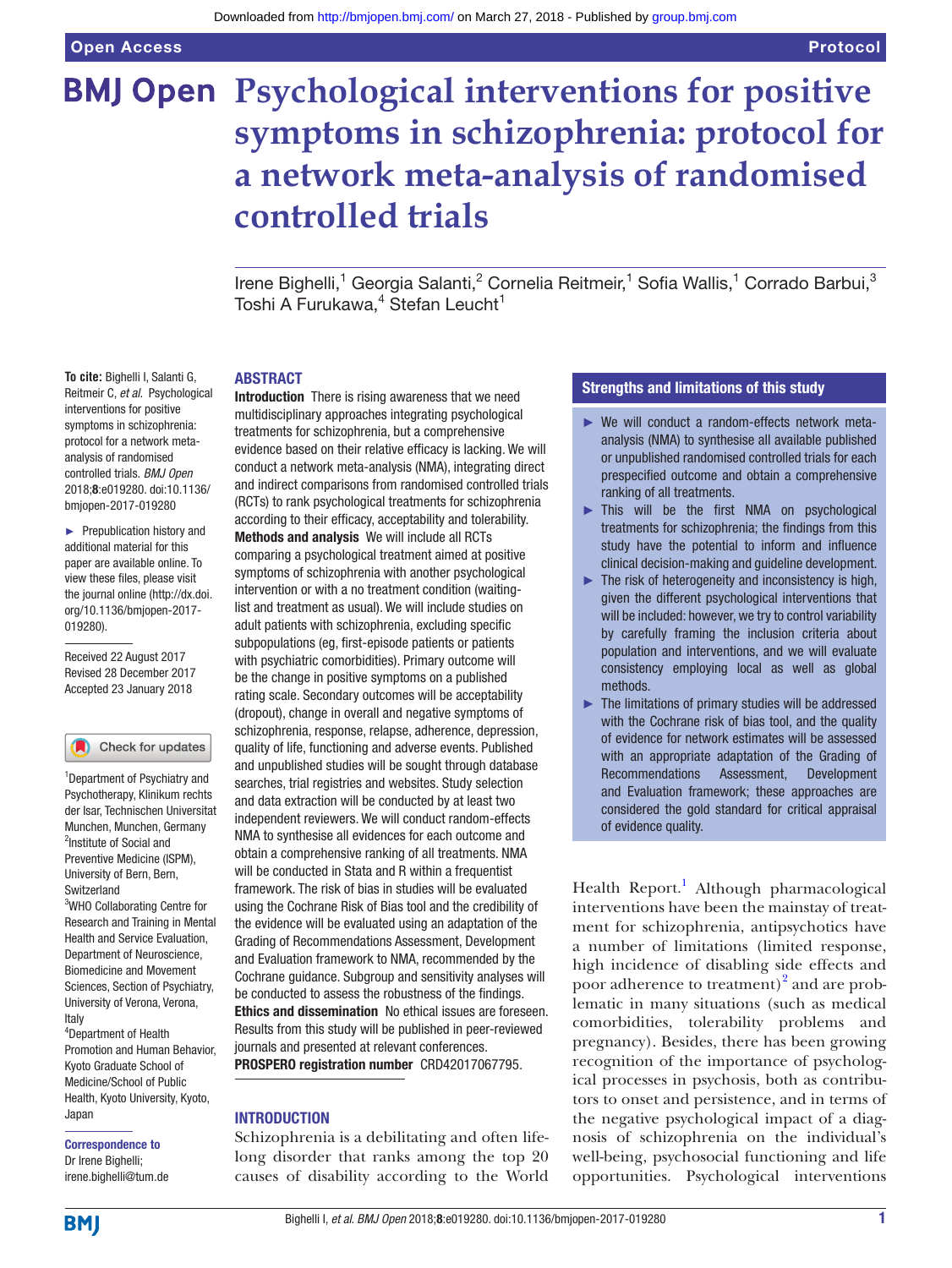# Psychological interventions for positive symptoms in schizophrenia: protocol for a network meta-analysis of randomised controlled trials

Irene Bighelli,[1] Georgia Salanti,[2] Cornelia Reitmeir,[1] Sofia Wallis,[1] Corrado Barbui,[3] Toshi A Furukawa,[4] Stefan Leucht[1]

**To cite:** Bighelli I, Salanti G, Reitmeir C, *et al*. Psychological interventions for positive symptoms in schizophrenia: protocol for a network meta-analysis of randomised controlled trials. *BMJ Open* 2018;**8**:e019280. doi:10.1136/bmjopen-2017-019280

► Prepublication history and additional material for this paper are available online. To view these files, please visit the journal online (http://dx.doi.org/10.1136/bmjopen-2017-019280).

Received 22 August 2017
Revised 28 December 2017
Accepted 23 January 2018

[1]Department of Psychiatry and Psychotherapy, Klinikum rechts der Isar, Technischen Universitat Munchen, Munchen, Germany
[2]Institute of Social and Preventive Medicine (ISPM), University of Bern, Bern, Switzerland
[3]WHO Collaborating Centre for Research and Training in Mental Health and Service Evaluation, Department of Neuroscience, Biomedicine and Movement Sciences, Section of Psychiatry, University of Verona, Verona, Italy
[4]Department of Health Promotion and Human Behavior, Kyoto Graduate School of Medicine/School of Public Health, Kyoto University, Kyoto, Japan

**Correspondence to**
Dr Irene Bighelli;
irene.bighelli@tum.de

## ABSTRACT

**Introduction** There is rising awareness that we need multidisciplinary approaches integrating psychological treatments for schizophrenia, but a comprehensive evidence based on their relative efficacy is lacking. We will conduct a network meta-analysis (NMA), integrating direct and indirect comparisons from randomised controlled trials (RCTs) to rank psychological treatments for schizophrenia according to their efficacy, acceptability and tolerability.

**Methods and analysis** We will include all RCTs comparing a psychological treatment aimed at positive symptoms of schizophrenia with another psychological intervention or with a no treatment condition (waiting-list and treatment as usual). We will include studies on adult patients with schizophrenia, excluding specific subpopulations (eg, first-episode patients or patients with psychiatric comorbidities). Primary outcome will be the change in positive symptoms on a published rating scale. Secondary outcomes will be acceptability (dropout), change in overall and negative symptoms of schizophrenia, response, relapse, adherence, depression, quality of life, functioning and adverse events. Published and unpublished studies will be sought through database searches, trial registries and websites. Study selection and data extraction will be conducted by at least two independent reviewers. We will conduct random-effects NMA to synthesise all evidences for each outcome and obtain a comprehensive ranking of all treatments. NMA will be conducted in Stata and R within a frequentist framework. The risk of bias in studies will be evaluated using the Cochrane Risk of Bias tool and the credibility of the evidence will be evaluated using an adaptation of the Grading of Recommendations Assessment, Development and Evaluation framework to NMA, recommended by the Cochrane guidance. Subgroup and sensitivity analyses will be conducted to assess the robustness of the findings.

**Ethics and dissemination** No ethical issues are foreseen. Results from this study will be published in peer-reviewed journals and presented at relevant conferences.

**PROSPERO registration number** CRD42017067795.

### Strengths and limitations of this study

- We will conduct a random-effects network meta-analysis (NMA) to synthesise all available published or unpublished randomised controlled trials for each prespecified outcome and obtain a comprehensive ranking of all treatments.
- This will be the first NMA on psychological treatments for schizophrenia; the findings from this study have the potential to inform and influence clinical decision-making and guideline development.
- The risk of heterogeneity and inconsistency is high, given the different psychological interventions that will be included: however, we try to control variability by carefully framing the inclusion criteria about population and interventions, and we will evaluate consistency employing local as well as global methods.
- The limitations of primary studies will be addressed with the Cochrane risk of bias tool, and the quality of evidence for network estimates will be assessed with an appropriate adaptation of the Grading of Recommendations Assessment, Development and Evaluation framework; these approaches are considered the gold standard for critical appraisal of evidence quality.

## INTRODUCTION

Schizophrenia is a debilitating and often lifelong disorder that ranks among the top 20 causes of disability according to the World Health Report.[1] Although pharmacological interventions have been the mainstay of treatment for schizophrenia, antipsychotics have a number of limitations (limited response, high incidence of disabling side effects and poor adherence to treatment)[2] and are problematic in many situations (such as medical comorbidities, tolerability problems and pregnancy). Besides, there has been growing recognition of the importance of psychological processes in psychosis, both as contributors to onset and persistence, and in terms of the negative psychological impact of a diagnosis of schizophrenia on the individual's well-being, psychosocial functioning and life opportunities. Psychological interventions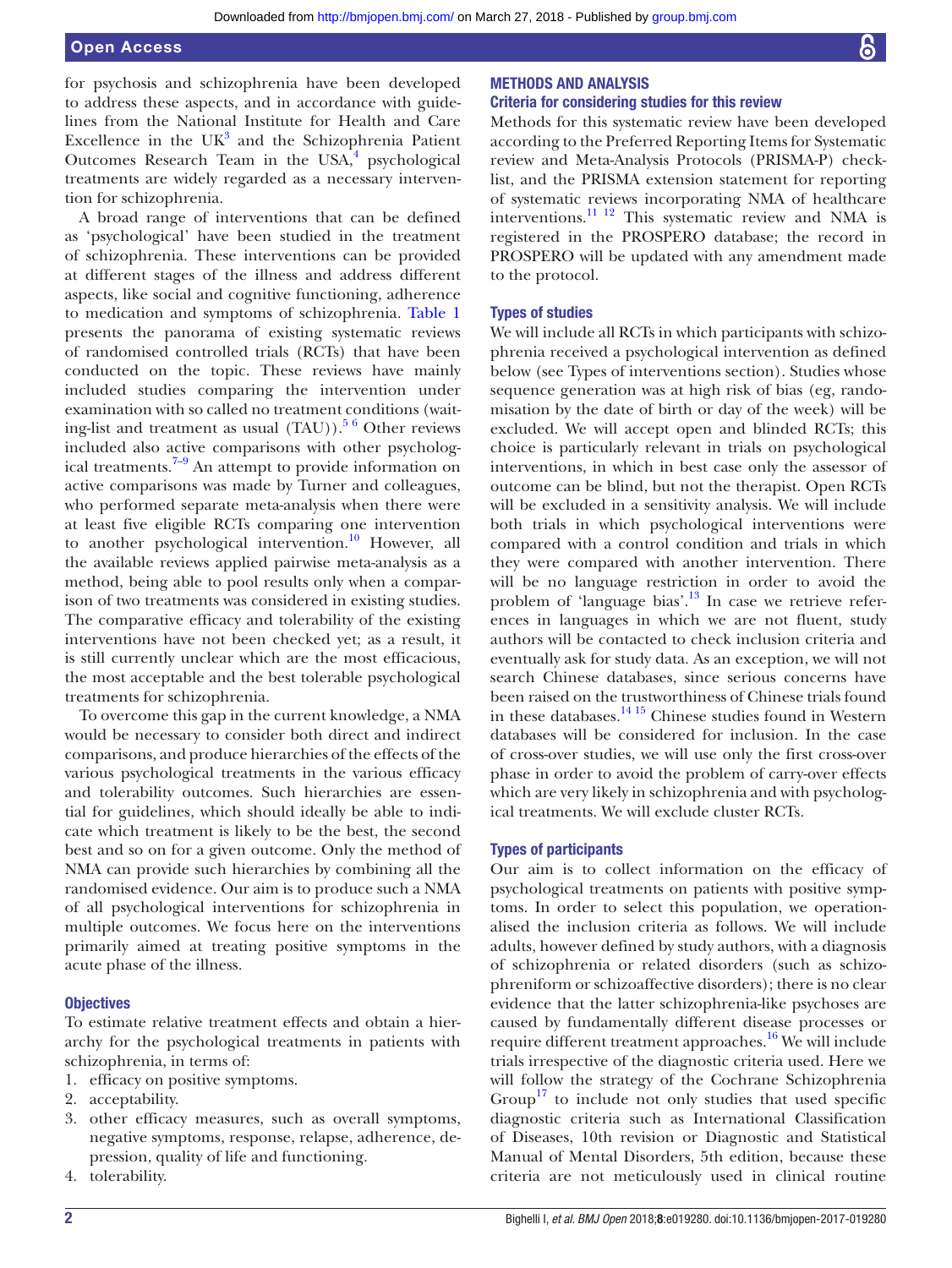for psychosis and schizophrenia have been developed to address these aspects, and in accordance with guidelines from the National Institute for Health and Care Excellence in the UK[3] and the Schizophrenia Patient Outcomes Research Team in the USA,[4] psychological treatments are widely regarded as a necessary intervention for schizophrenia.

A broad range of interventions that can be defined as 'psychological' have been studied in the treatment of schizophrenia. These interventions can be provided at different stages of the illness and address different aspects, like social and cognitive functioning, adherence to medication and symptoms of schizophrenia. Table 1 presents the panorama of existing systematic reviews of randomised controlled trials (RCTs) that have been conducted on the topic. These reviews have mainly included studies comparing the intervention under examination with so called no treatment conditions (waiting-list and treatment as usual (TAU)).[5 6] Other reviews included also active comparisons with other psychological treatments.[7–9] An attempt to provide information on active comparisons was made by Turner and colleagues, who performed separate meta-analysis when there were at least five eligible RCTs comparing one intervention to another psychological intervention.[10] However, all the available reviews applied pairwise meta-analysis as a method, being able to pool results only when a comparison of two treatments was considered in existing studies. The comparative efficacy and tolerability of the existing interventions have not been checked yet; as a result, it is still currently unclear which are the most efficacious, the most acceptable and the best tolerable psychological treatments for schizophrenia.

To overcome this gap in the current knowledge, a NMA would be necessary to consider both direct and indirect comparisons, and produce hierarchies of the effects of the various psychological treatments in the various efficacy and tolerability outcomes. Such hierarchies are essential for guidelines, which should ideally be able to indicate which treatment is likely to be the best, the second best and so on for a given outcome. Only the method of NMA can provide such hierarchies by combining all the randomised evidence. Our aim is to produce such a NMA of all psychological interventions for schizophrenia in multiple outcomes. We focus here on the interventions primarily aimed at treating positive symptoms in the acute phase of the illness.

### Objectives

To estimate relative treatment effects and obtain a hierarchy for the psychological treatments in patients with schizophrenia, in terms of:

1. efficacy on positive symptoms.
2. acceptability.
3. other efficacy measures, such as overall symptoms, negative symptoms, response, relapse, adherence, depression, quality of life and functioning.
4. tolerability.

## METHODS AND ANALYSIS

### Criteria for considering studies for this review

Methods for this systematic review have been developed according to the Preferred Reporting Items for Systematic review and Meta-Analysis Protocols (PRISMA-P) checklist, and the PRISMA extension statement for reporting of systematic reviews incorporating NMA of healthcare interventions.[11 12] This systematic review and NMA is registered in the PROSPERO database; the record in PROSPERO will be updated with any amendment made to the protocol.

### Types of studies

We will include all RCTs in which participants with schizophrenia received a psychological intervention as defined below (see Types of interventions section). Studies whose sequence generation was at high risk of bias (eg, randomisation by the date of birth or day of the week) will be excluded. We will accept open and blinded RCTs; this choice is particularly relevant in trials on psychological interventions, in which in best case only the assessor of outcome can be blind, but not the therapist. Open RCTs will be excluded in a sensitivity analysis. We will include both trials in which psychological interventions were compared with a control condition and trials in which they were compared with another intervention. There will be no language restriction in order to avoid the problem of 'language bias'.[13] In case we retrieve references in languages in which we are not fluent, study authors will be contacted to check inclusion criteria and eventually ask for study data. As an exception, we will not search Chinese databases, since serious concerns have been raised on the trustworthiness of Chinese trials found in these databases.[14 15] Chinese studies found in Western databases will be considered for inclusion. In the case of cross-over studies, we will use only the first cross-over phase in order to avoid the problem of carry-over effects which are very likely in schizophrenia and with psychological treatments. We will exclude cluster RCTs.

### Types of participants

Our aim is to collect information on the efficacy of psychological treatments on patients with positive symptoms. In order to select this population, we operationalised the inclusion criteria as follows. We will include adults, however defined by study authors, with a diagnosis of schizophrenia or related disorders (such as schizophreniform or schizoaffective disorders); there is no clear evidence that the latter schizophrenia-like psychoses are caused by fundamentally different disease processes or require different treatment approaches.[16] We will include trials irrespective of the diagnostic criteria used. Here we will follow the strategy of the Cochrane Schizophrenia Group[17] to include not only studies that used specific diagnostic criteria such as International Classification of Diseases, 10th revision or Diagnostic and Statistical Manual of Mental Disorders, 5th edition, because these criteria are not meticulously used in clinical routine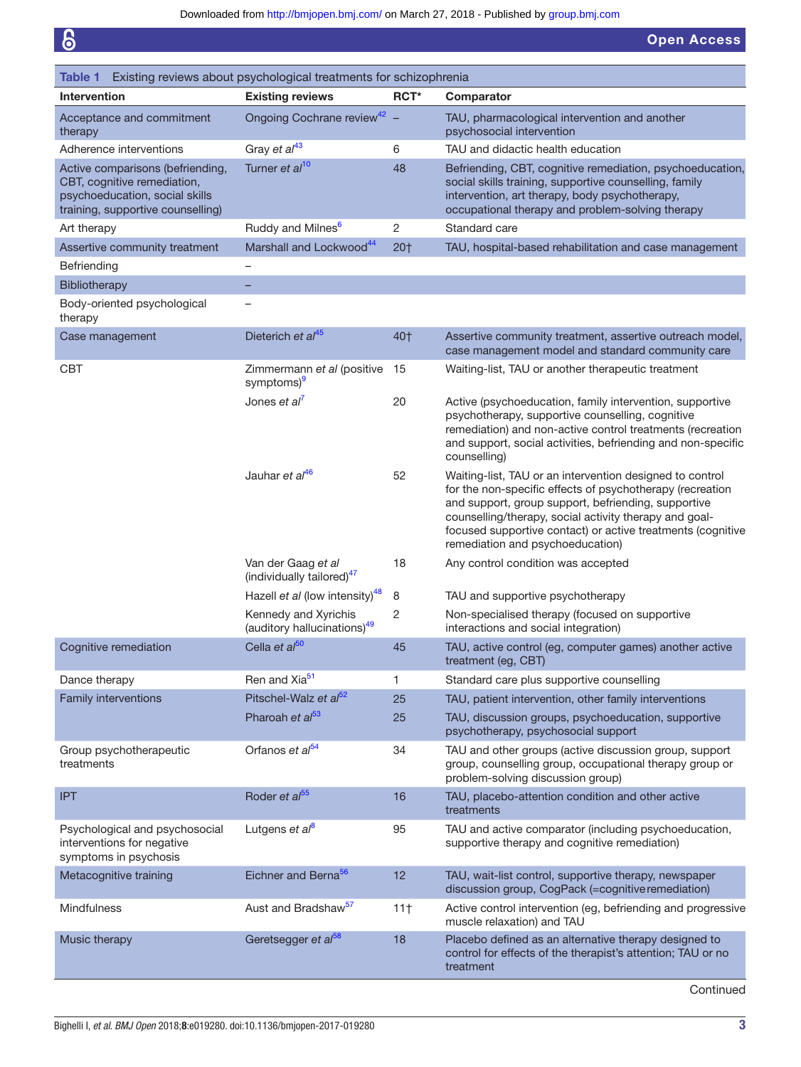**Table 1** Existing reviews about psychological treatments for schizophrenia

| Intervention | Existing reviews | RCT* | Comparator |
|---|---|---|---|
| Acceptance and commitment therapy | Ongoing Cochrane review[42] | – | TAU, pharmacological intervention and another psychosocial intervention |
| Adherence interventions | Gray *et al*[43] | 6 | TAU and didactic health education |
| Active comparisons (befriending, CBT, cognitive remediation, psychoeducation, social skills training, supportive counselling) | Turner *et al*[10] | 48 | Befriending, CBT, cognitive remediation, psychoeducation, social skills training, supportive counselling, family intervention, art therapy, body psychotherapy, occupational therapy and problem-solving therapy |
| Art therapy | Ruddy and Milnes[6] | 2 | Standard care |
| Assertive community treatment | Marshall and Lockwood[44] | 20† | TAU, hospital-based rehabilitation and case management |
| Befriending | – | | |
| Bibliotherapy | – | | |
| Body-oriented psychological therapy | – | | |
| Case management | Dieterich *et al*[45] | 40† | Assertive community treatment, assertive outreach model, case management model and standard community care |
| CBT | Zimmermann *et al* (positive symptoms)[9] | 15 | Waiting-list, TAU or another therapeutic treatment |
| | Jones *et al*[7] | 20 | Active (psychoeducation, family intervention, supportive psychotherapy, supportive counselling, cognitive remediation) and non-active control treatments (recreation and support, social activities, befriending and non-specific counselling) |
| | Jauhar *et al*[46] | 52 | Waiting-list, TAU or an intervention designed to control for the non-specific effects of psychotherapy (recreation and support, group support, befriending, supportive counselling/therapy, social activity therapy and goal-focused supportive contact) or active treatments (cognitive remediation and psychoeducation) |
| | Van der Gaag *et al* (individually tailored)[47] | 18 | Any control condition was accepted |
| | Hazell *et al* (low intensity)[48] | 8 | TAU and supportive psychotherapy |
| | Kennedy and Xyrichis (auditory hallucinations)[49] | 2 | Non-specialised therapy (focused on supportive interactions and social integration) |
| Cognitive remediation | Cella *et al*[50] | 45 | TAU, active control (eg, computer games) another active treatment (eg, CBT) |
| Dance therapy | Ren and Xia[51] | 1 | Standard care plus supportive counselling |
| Family interventions | Pitschel-Walz *et al*[52] | 25 | TAU, patient intervention, other family interventions |
| | Pharoah *et al*[53] | 25 | TAU, discussion groups, psychoeducation, supportive psychotherapy, psychosocial support |
| Group psychotherapeutic treatments | Orfanos *et al*[54] | 34 | TAU and other groups (active discussion group, support group, counselling group, occupational therapy group or problem-solving discussion group) |
| IPT | Roder *et al*[55] | 16 | TAU, placebo-attention condition and other active treatments |
| Psychological and psychosocial interventions for negative symptoms in psychosis | Lutgens *et al*[8] | 95 | TAU and active comparator (including psychoeducation, supportive therapy and cognitive remediation) |
| Metacognitive training | Eichner and Berna[56] | 12 | TAU, wait-list control, supportive therapy, newspaper discussion group, CogPack (=cognitive remediation) |
| Mindfulness | Aust and Bradshaw[57] | 11† | Active control intervention (eg, befriending and progressive muscle relaxation) and TAU |
| Music therapy | Geretsegger *et al*[58] | 18 | Placebo defined as an alternative therapy designed to control for effects of the therapist's attention; TAU or no treatment |

Continued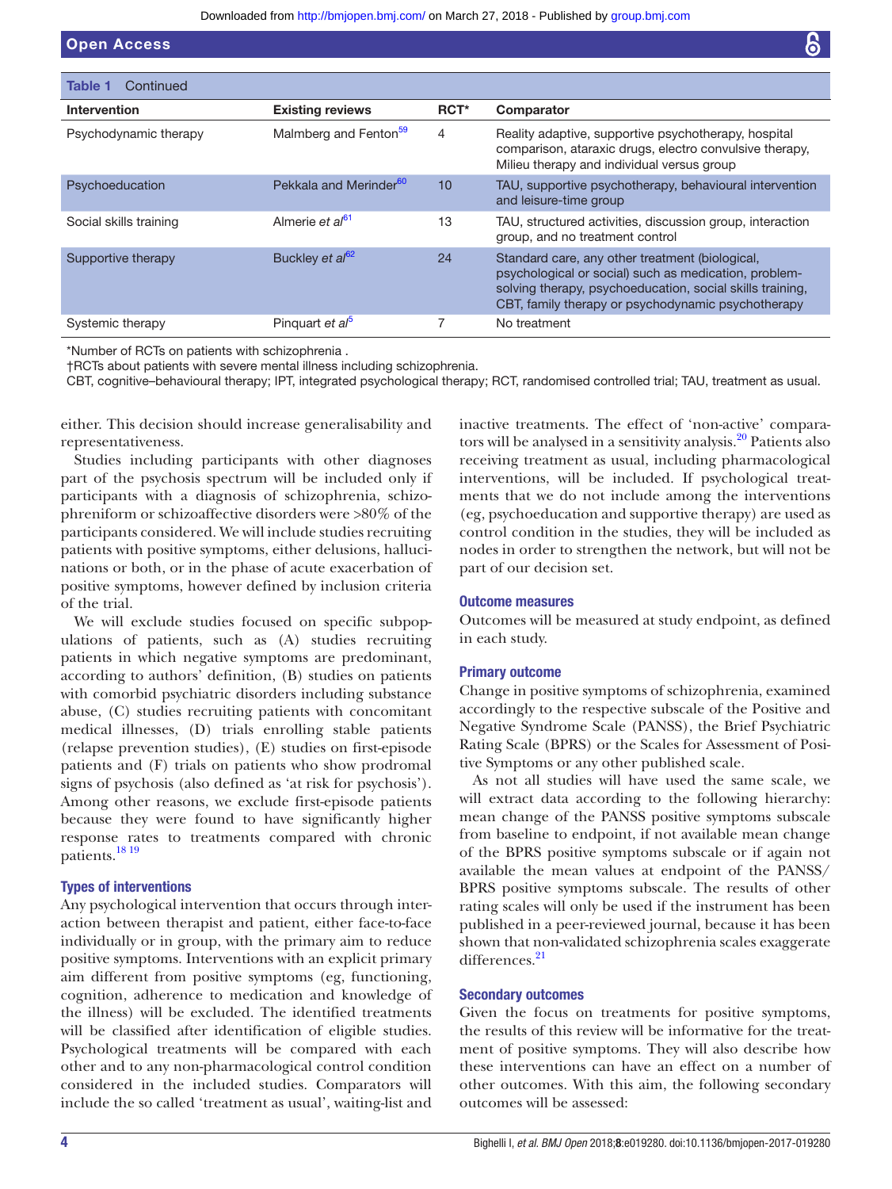**Table 1** Continued

| Intervention | Existing reviews | RCT* | Comparator |
|---|---|---|---|
| Psychodynamic therapy | Malmberg and Fenton[59] | 4 | Reality adaptive, supportive psychotherapy, hospital comparison, ataraxic drugs, electro convulsive therapy, Milieu therapy and individual versus group |
| Psychoeducation | Pekkala and Merinder[60] | 10 | TAU, supportive psychotherapy, behavioural intervention and leisure-time group |
| Social skills training | Almerie *et al*[61] | 13 | TAU, structured activities, discussion group, interaction group, and no treatment control |
| Supportive therapy | Buckley *et al*[62] | 24 | Standard care, any other treatment (biological, psychological or social) such as medication, problem-solving therapy, psychoeducation, social skills training, CBT, family therapy or psychodynamic psychotherapy |
| Systemic therapy | Pinquart *et al*[5] | 7 | No treatment |

*Number of RCTs on patients with schizophrenia .
†RCTs about patients with severe mental illness including schizophrenia.
CBT, cognitive–behavioural therapy; IPT, integrated psychological therapy; RCT, randomised controlled trial; TAU, treatment as usual.

either. This decision should increase generalisability and representativeness.

Studies including participants with other diagnoses part of the psychosis spectrum will be included only if participants with a diagnosis of schizophrenia, schizophreniform or schizoaffective disorders were >80% of the participants considered. We will include studies recruiting patients with positive symptoms, either delusions, hallucinations or both, or in the phase of acute exacerbation of positive symptoms, however defined by inclusion criteria of the trial.

We will exclude studies focused on specific subpopulations of patients, such as (A) studies recruiting patients in which negative symptoms are predominant, according to authors' definition, (B) studies on patients with comorbid psychiatric disorders including substance abuse, (C) studies recruiting patients with concomitant medical illnesses, (D) trials enrolling stable patients (relapse prevention studies), (E) studies on first-episode patients and (F) trials on patients who show prodromal signs of psychosis (also defined as 'at risk for psychosis'). Among other reasons, we exclude first-episode patients because they were found to have significantly higher response rates to treatments compared with chronic patients.[18,19]

### Types of interventions

Any psychological intervention that occurs through interaction between therapist and patient, either face-to-face individually or in group, with the primary aim to reduce positive symptoms. Interventions with an explicit primary aim different from positive symptoms (eg, functioning, cognition, adherence to medication and knowledge of the illness) will be excluded. The identified treatments will be classified after identification of eligible studies. Psychological treatments will be compared with each other and to any non-pharmacological control condition considered in the included studies. Comparators will include the so called 'treatment as usual', waiting-list and inactive treatments. The effect of 'non-active' comparators will be analysed in a sensitivity analysis.[20] Patients also receiving treatment as usual, including pharmacological interventions, will be included. If psychological treatments that we do not include among the interventions (eg, psychoeducation and supportive therapy) are used as control condition in the studies, they will be included as nodes in order to strengthen the network, but will not be part of our decision set.

### Outcome measures

Outcomes will be measured at study endpoint, as defined in each study.

### Primary outcome

Change in positive symptoms of schizophrenia, examined accordingly to the respective subscale of the Positive and Negative Syndrome Scale (PANSS), the Brief Psychiatric Rating Scale (BPRS) or the Scales for Assessment of Positive Symptoms or any other published scale.

As not all studies will have used the same scale, we will extract data according to the following hierarchy: mean change of the PANSS positive symptoms subscale from baseline to endpoint, if not available mean change of the BPRS positive symptoms subscale or if again not available the mean values at endpoint of the PANSS/BPRS positive symptoms subscale. The results of other rating scales will only be used if the instrument has been published in a peer-reviewed journal, because it has been shown that non-validated schizophrenia scales exaggerate differences.[21]

### Secondary outcomes

Given the focus on treatments for positive symptoms, the results of this review will be informative for the treatment of positive symptoms. They will also describe how these interventions can have an effect on a number of other outcomes. With this aim, the following secondary outcomes will be assessed: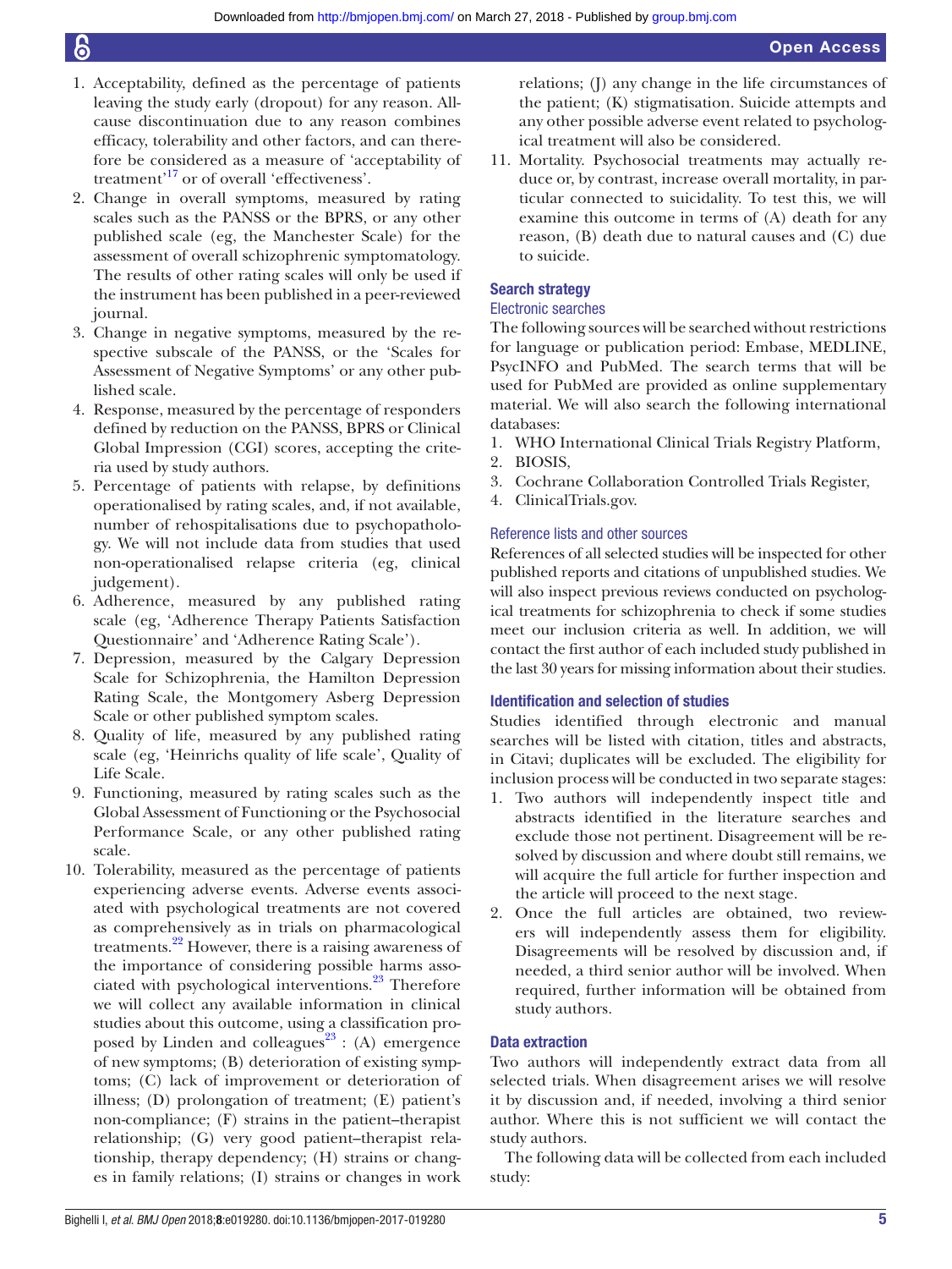1. Acceptability, defined as the percentage of patients leaving the study early (dropout) for any reason. All-cause discontinuation due to any reason combines efficacy, tolerability and other factors, and can therefore be considered as a measure of 'acceptability of treatment'[17] or of overall 'effectiveness'.
2. Change in overall symptoms, measured by rating scales such as the PANSS or the BPRS, or any other published scale (eg, the Manchester Scale) for the assessment of overall schizophrenic symptomatology. The results of other rating scales will only be used if the instrument has been published in a peer-reviewed journal.
3. Change in negative symptoms, measured by the respective subscale of the PANSS, or the 'Scales for Assessment of Negative Symptoms' or any other published scale.
4. Response, measured by the percentage of responders defined by reduction on the PANSS, BPRS or Clinical Global Impression (CGI) scores, accepting the criteria used by study authors.
5. Percentage of patients with relapse, by definitions operationalised by rating scales, and, if not available, number of rehospitalisations due to psychopathology. We will not include data from studies that used non-operationalised relapse criteria (eg, clinical judgement).
6. Adherence, measured by any published rating scale (eg, 'Adherence Therapy Patients Satisfaction Questionnaire' and 'Adherence Rating Scale').
7. Depression, measured by the Calgary Depression Scale for Schizophrenia, the Hamilton Depression Rating Scale, the Montgomery Asberg Depression Scale or other published symptom scales.
8. Quality of life, measured by any published rating scale (eg, 'Heinrichs quality of life scale', Quality of Life Scale.
9. Functioning, measured by rating scales such as the Global Assessment of Functioning or the Psychosocial Performance Scale, or any other published rating scale.
10. Tolerability, measured as the percentage of patients experiencing adverse events. Adverse events associated with psychological treatments are not covered as comprehensively as in trials on pharmacological treatments.[22] However, there is a raising awareness of the importance of considering possible harms associated with psychological interventions.[23] Therefore we will collect any available information in clinical studies about this outcome, using a classification proposed by Linden and colleagues[23] : (A) emergence of new symptoms; (B) deterioration of existing symptoms; (C) lack of improvement or deterioration of illness; (D) prolongation of treatment; (E) patient's non-compliance; (F) strains in the patient–therapist relationship; (G) very good patient–therapist relationship, therapy dependency; (H) strains or changes in family relations; (I) strains or changes in work relations; (J) any change in the life circumstances of the patient; (K) stigmatisation. Suicide attempts and any other possible adverse event related to psychological treatment will also be considered.
11. Mortality. Psychosocial treatments may actually reduce or, by contrast, increase overall mortality, in particular connected to suicidality. To test this, we will examine this outcome in terms of (A) death for any reason, (B) death due to natural causes and (C) due to suicide.

### Search strategy

#### Electronic searches

The following sources will be searched without restrictions for language or publication period: Embase, MEDLINE, PsycINFO and PubMed. The search terms that will be used for PubMed are provided as online supplementary material. We will also search the following international databases:

1. WHO International Clinical Trials Registry Platform,
2. BIOSIS,
3. Cochrane Collaboration Controlled Trials Register,
4. ClinicalTrials.gov.

#### Reference lists and other sources

References of all selected studies will be inspected for other published reports and citations of unpublished studies. We will also inspect previous reviews conducted on psychological treatments for schizophrenia to check if some studies meet our inclusion criteria as well. In addition, we will contact the first author of each included study published in the last 30 years for missing information about their studies.

### Identification and selection of studies

Studies identified through electronic and manual searches will be listed with citation, titles and abstracts, in Citavi; duplicates will be excluded. The eligibility for inclusion process will be conducted in two separate stages:

1. Two authors will independently inspect title and abstracts identified in the literature searches and exclude those not pertinent. Disagreement will be resolved by discussion and where doubt still remains, we will acquire the full article for further inspection and the article will proceed to the next stage.
2. Once the full articles are obtained, two reviewers will independently assess them for eligibility. Disagreements will be resolved by discussion and, if needed, a third senior author will be involved. When required, further information will be obtained from study authors.

### Data extraction

Two authors will independently extract data from all selected trials. When disagreement arises we will resolve it by discussion and, if needed, involving a third senior author. Where this is not sufficient we will contact the study authors.

The following data will be collected from each included study: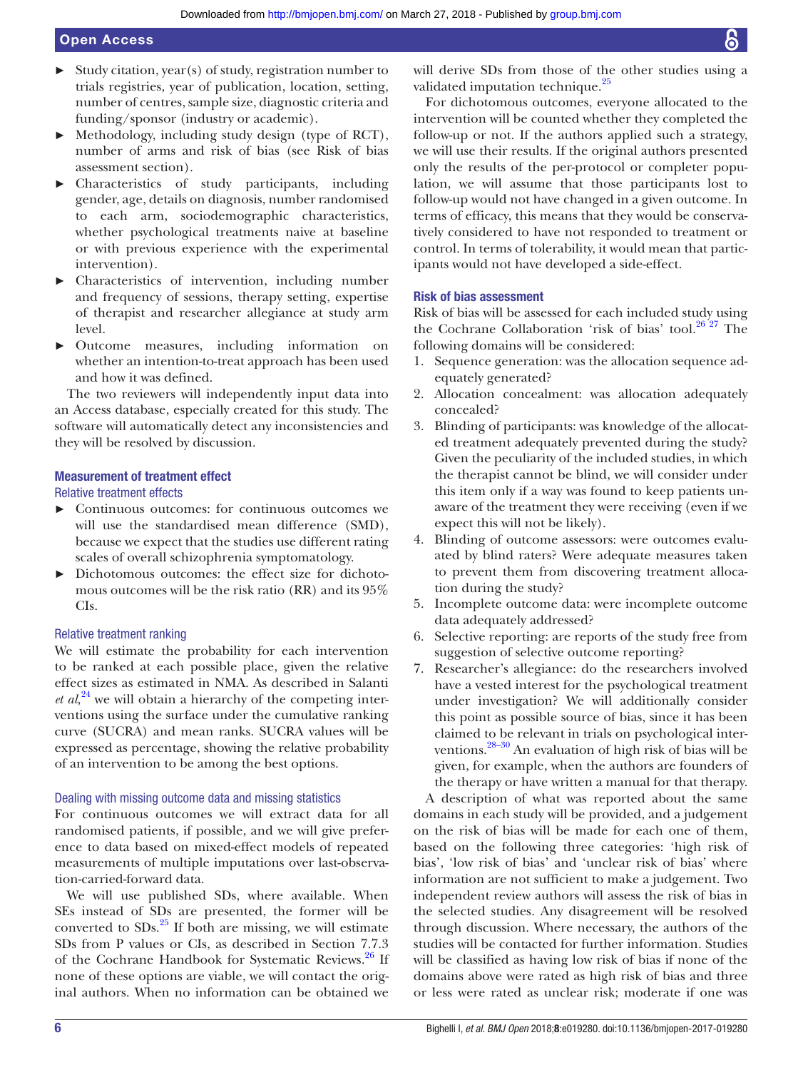- Study citation, year(s) of study, registration number to trials registries, year of publication, location, setting, number of centres, sample size, diagnostic criteria and funding/sponsor (industry or academic).
- Methodology, including study design (type of RCT), number of arms and risk of bias (see Risk of bias assessment section).
- Characteristics of study participants, including gender, age, details on diagnosis, number randomised to each arm, sociodemographic characteristics, whether psychological treatments naive at baseline or with previous experience with the experimental intervention).
- Characteristics of intervention, including number and frequency of sessions, therapy setting, expertise of therapist and researcher allegiance at study arm level.
- Outcome measures, including information on whether an intention-to-treat approach has been used and how it was defined.

The two reviewers will independently input data into an Access database, especially created for this study. The software will automatically detect any inconsistencies and they will be resolved by discussion.

### Measurement of treatment effect

#### Relative treatment effects

- Continuous outcomes: for continuous outcomes we will use the standardised mean difference (SMD), because we expect that the studies use different rating scales of overall schizophrenia symptomatology.
- Dichotomous outcomes: the effect size for dichotomous outcomes will be the risk ratio (RR) and its 95% CIs.

#### Relative treatment ranking

We will estimate the probability for each intervention to be ranked at each possible place, given the relative effect sizes as estimated in NMA. As described in Salanti *et al*,[24] we will obtain a hierarchy of the competing interventions using the surface under the cumulative ranking curve (SUCRA) and mean ranks. SUCRA values will be expressed as percentage, showing the relative probability of an intervention to be among the best options.

#### Dealing with missing outcome data and missing statistics

For continuous outcomes we will extract data for all randomised patients, if possible, and we will give preference to data based on mixed-effect models of repeated measurements of multiple imputations over last-observation-carried-forward data.

We will use published SDs, where available. When SEs instead of SDs are presented, the former will be converted to SDs.[25] If both are missing, we will estimate SDs from P values or CIs, as described in Section 7.7.3 of the Cochrane Handbook for Systematic Reviews.[26] If none of these options are viable, we will contact the original authors. When no information can be obtained we will derive SDs from those of the other studies using a validated imputation technique.[25]

For dichotomous outcomes, everyone allocated to the intervention will be counted whether they completed the follow-up or not. If the authors applied such a strategy, we will use their results. If the original authors presented only the results of the per-protocol or completer population, we will assume that those participants lost to follow-up would not have changed in a given outcome. In terms of efficacy, this means that they would be conservatively considered to have not responded to treatment or control. In terms of tolerability, it would mean that participants would not have developed a side-effect.

### Risk of bias assessment

Risk of bias will be assessed for each included study using the Cochrane Collaboration 'risk of bias' tool.[26 27] The following domains will be considered:

1. Sequence generation: was the allocation sequence adequately generated?
2. Allocation concealment: was allocation adequately concealed?
3. Blinding of participants: was knowledge of the allocated treatment adequately prevented during the study? Given the peculiarity of the included studies, in which the therapist cannot be blind, we will consider under this item only if a way was found to keep patients unaware of the treatment they were receiving (even if we expect this will not be likely).
4. Blinding of outcome assessors: were outcomes evaluated by blind raters? Were adequate measures taken to prevent them from discovering treatment allocation during the study?
5. Incomplete outcome data: were incomplete outcome data adequately addressed?
6. Selective reporting: are reports of the study free from suggestion of selective outcome reporting?
7. Researcher's allegiance: do the researchers involved have a vested interest for the psychological treatment under investigation? We will additionally consider this point as possible source of bias, since it has been claimed to be relevant in trials on psychological interventions.[28–30] An evaluation of high risk of bias will be given, for example, when the authors are founders of the therapy or have written a manual for that therapy.

A description of what was reported about the same domains in each study will be provided, and a judgement on the risk of bias will be made for each one of them, based on the following three categories: 'high risk of bias', 'low risk of bias' and 'unclear risk of bias' where information are not sufficient to make a judgement. Two independent review authors will assess the risk of bias in the selected studies. Any disagreement will be resolved through discussion. Where necessary, the authors of the studies will be contacted for further information. Studies will be classified as having low risk of bias if none of the domains above were rated as high risk of bias and three or less were rated as unclear risk; moderate if one was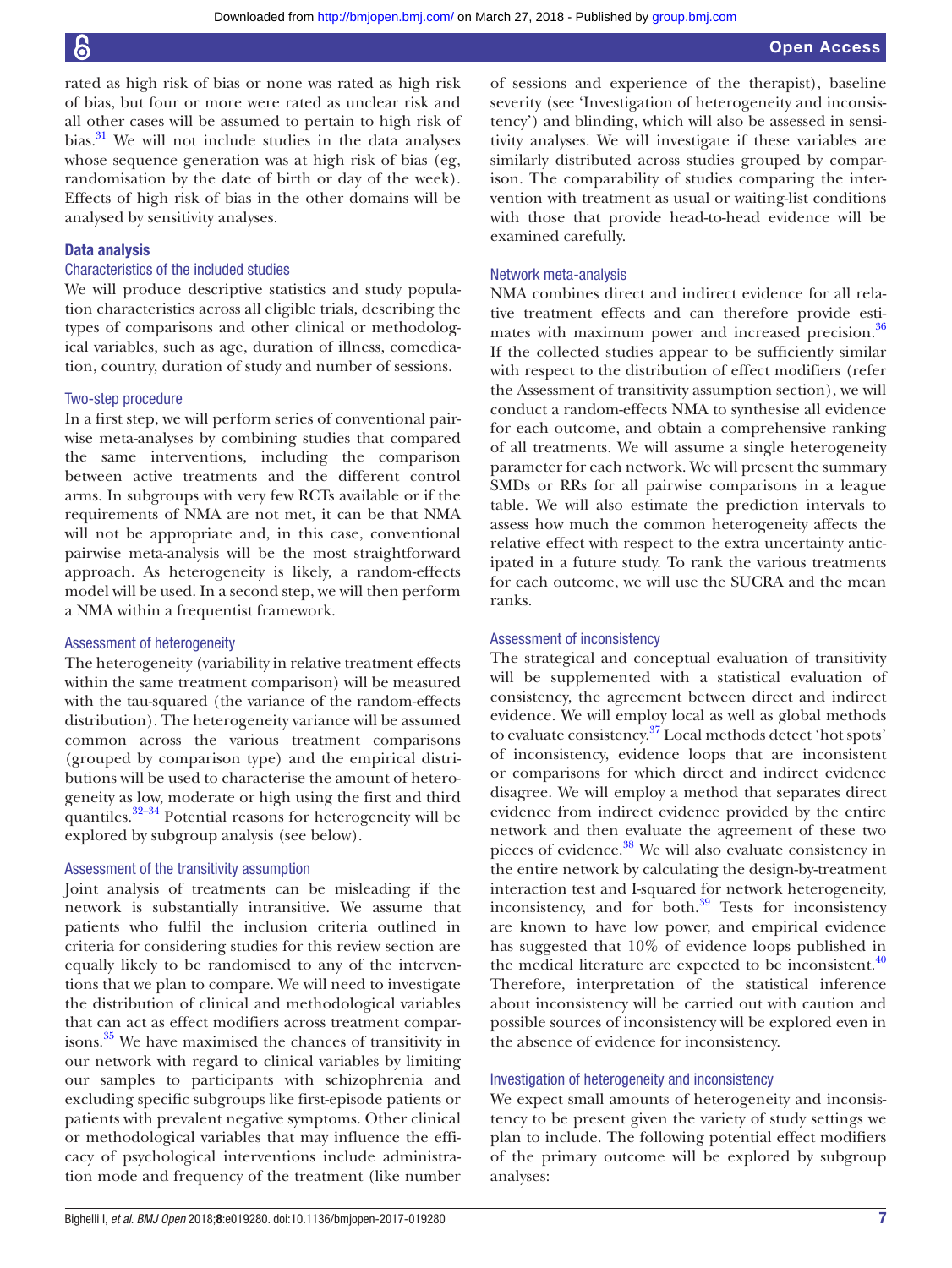rated as high risk of bias or none was rated as high risk of bias, but four or more were rated as unclear risk and all other cases will be assumed to pertain to high risk of bias.[31] We will not include studies in the data analyses whose sequence generation was at high risk of bias (eg, randomisation by the date of birth or day of the week). Effects of high risk of bias in the other domains will be analysed by sensitivity analyses.

## Data analysis

### Characteristics of the included studies

We will produce descriptive statistics and study population characteristics across all eligible trials, describing the types of comparisons and other clinical or methodological variables, such as age, duration of illness, comedication, country, duration of study and number of sessions.

### Two-step procedure

In a first step, we will perform series of conventional pairwise meta-analyses by combining studies that compared the same interventions, including the comparison between active treatments and the different control arms. In subgroups with very few RCTs available or if the requirements of NMA are not met, it can be that NMA will not be appropriate and, in this case, conventional pairwise meta-analysis will be the most straightforward approach. As heterogeneity is likely, a random-effects model will be used. In a second step, we will then perform a NMA within a frequentist framework.

### Assessment of heterogeneity

The heterogeneity (variability in relative treatment effects within the same treatment comparison) will be measured with the tau-squared (the variance of the random-effects distribution). The heterogeneity variance will be assumed common across the various treatment comparisons (grouped by comparison type) and the empirical distributions will be used to characterise the amount of heterogeneity as low, moderate or high using the first and third quantiles.[32–34] Potential reasons for heterogeneity will be explored by subgroup analysis (see below).

### Assessment of the transitivity assumption

Joint analysis of treatments can be misleading if the network is substantially intransitive. We assume that patients who fulfil the inclusion criteria outlined in criteria for considering studies for this review section are equally likely to be randomised to any of the interventions that we plan to compare. We will need to investigate the distribution of clinical and methodological variables that can act as effect modifiers across treatment comparisons.[35] We have maximised the chances of transitivity in our network with regard to clinical variables by limiting our samples to participants with schizophrenia and excluding specific subgroups like first-episode patients or patients with prevalent negative symptoms. Other clinical or methodological variables that may influence the efficacy of psychological interventions include administration mode and frequency of the treatment (like number of sessions and experience of the therapist), baseline severity (see 'Investigation of heterogeneity and inconsistency') and blinding, which will also be assessed in sensitivity analyses. We will investigate if these variables are similarly distributed across studies grouped by comparison. The comparability of studies comparing the intervention with treatment as usual or waiting-list conditions with those that provide head-to-head evidence will be examined carefully.

### Network meta-analysis

NMA combines direct and indirect evidence for all relative treatment effects and can therefore provide estimates with maximum power and increased precision.[36] If the collected studies appear to be sufficiently similar with respect to the distribution of effect modifiers (refer the Assessment of transitivity assumption section), we will conduct a random-effects NMA to synthesise all evidence for each outcome, and obtain a comprehensive ranking of all treatments. We will assume a single heterogeneity parameter for each network. We will present the summary SMDs or RRs for all pairwise comparisons in a league table. We will also estimate the prediction intervals to assess how much the common heterogeneity affects the relative effect with respect to the extra uncertainty anticipated in a future study. To rank the various treatments for each outcome, we will use the SUCRA and the mean ranks.

### Assessment of inconsistency

The strategical and conceptual evaluation of transitivity will be supplemented with a statistical evaluation of consistency, the agreement between direct and indirect evidence. We will employ local as well as global methods to evaluate consistency.[37] Local methods detect 'hot spots' of inconsistency, evidence loops that are inconsistent or comparisons for which direct and indirect evidence disagree. We will employ a method that separates direct evidence from indirect evidence provided by the entire network and then evaluate the agreement of these two pieces of evidence.[38] We will also evaluate consistency in the entire network by calculating the design-by-treatment interaction test and I-squared for network heterogeneity, inconsistency, and for both.[39] Tests for inconsistency are known to have low power, and empirical evidence has suggested that 10% of evidence loops published in the medical literature are expected to be inconsistent.[40] Therefore, interpretation of the statistical inference about inconsistency will be carried out with caution and possible sources of inconsistency will be explored even in the absence of evidence for inconsistency.

### Investigation of heterogeneity and inconsistency

We expect small amounts of heterogeneity and inconsistency to be present given the variety of study settings we plan to include. The following potential effect modifiers of the primary outcome will be explored by subgroup analyses: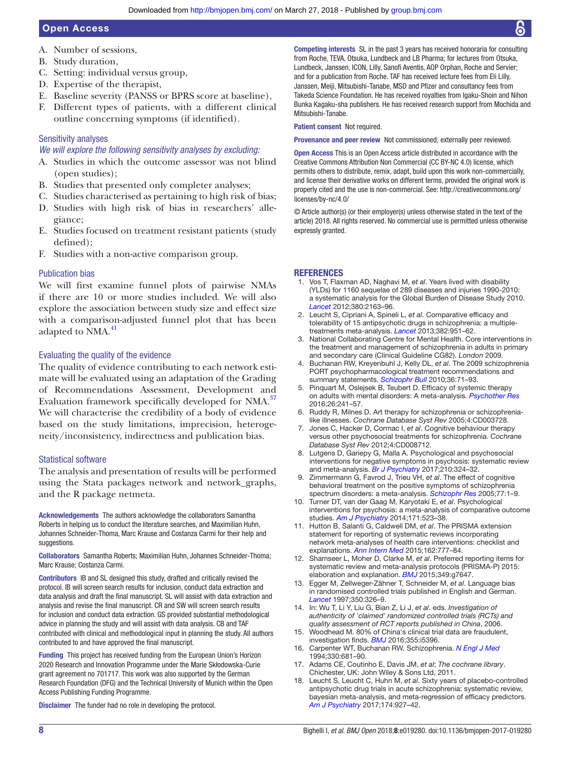A. Number of sessions,
B. Study duration,
C. Setting: individual versus group,
D. Expertise of the therapist,
E. Baseline severity (PANSS or BPRS score at baseline),
F. Different types of patients, with a different clinical outline concerning symptoms (if identified).

### Sensitivity analyses

*We will explore the following sensitivity analyses by excluding:*

A. Studies in which the outcome assessor was not blind (open studies);
B. Studies that presented only completer analyses;
C. Studies characterised as pertaining to high risk of bias;
D. Studies with high risk of bias in researchers' allegiance;
E. Studies focused on treatment resistant patients (study defined);
F. Studies with a non-active comparison group.

### Publication bias

We will first examine funnel plots of pairwise NMAs if there are 10 or more studies included. We will also explore the association between study size and effect size with a comparison-adjusted funnel plot that has been adapted to NMA.[41]

### Evaluating the quality of the evidence

The quality of evidence contributing to each network estimate will be evaluated using an adaptation of the Grading of Recommendations Assessment, Development and Evaluation framework specifically developed for NMA.[37] We will characterise the credibility of a body of evidence based on the study limitations, imprecision, heterogeneity/inconsistency, indirectness and publication bias.

### Statistical software

The analysis and presentation of results will be performed using the Stata packages network and network_graphs, and the R package netmeta.

**Acknowledgements** The authors acknowledge the collaborators Samantha Roberts in helping us to conduct the literature searches, and Maximilian Huhn, Johannes Schneider-Thoma, Marc Krause and Costanza Carmi for their help and suggestions.

**Collaborators** Samantha Roberts; Maximilian Huhn, Johannes Schneider-Thoma; Marc Krause; Costanza Carmi.

**Contributors** IB and SL designed this study, drafted and critically revised the protocol. IB will screen search results for inclusion, conduct data extraction and data analysis and draft the final manuscript. SL will assist with data extraction and analysis and revise the final manuscript. CR and SW will screen search results for inclusion and conduct data extraction. GS provided substantial methodological advice in planning the study and will assist with data analysis. CB and TAF contributed with clinical and methodological input in planning the study. All authors contributed to and have approved the final manuscript.

**Funding** This project has received funding from the European Union's Horizon 2020 Research and Innovation Programme under the Marie Skłodowska-Curie grant agreement no 701717. This work was also supported by the German Research Foundation (DFG) and the Technical University of Munich within the Open Access Publishing Funding Programme.

**Disclaimer** The funder had no role in developing the protocol.

**Competing interests** SL in the past 3 years has received honoraria for consulting from Roche, TEVA, Otsuka, Lundbeck and LB Pharma; for lectures from Otsuka, Lundbeck, Janssen, ICON, Lilly, Sanofi Aventis, AOP Orphan, Roche and Servier; and for a publication from Roche. TAF has received lecture fees from Eli Lilly, Janssen, Meiji, Mitsubishi-Tanabe, MSD and Pfizer and consultancy fees from Takeda Science Foundation. He has received royalties from Igaku-Shoin and Nihon Bunka Kagaku-sha publishers. He has received research support from Mochida and Mitsubishi-Tanabe.

**Patient consent** Not required.

**Provenance and peer review** Not commissioned; externally peer reviewed.

**Open Access** This is an Open Access article distributed in accordance with the Creative Commons Attribution Non Commercial (CC BY-NC 4.0) license, which permits others to distribute, remix, adapt, build upon this work non-commercially, and license their derivative works on different terms, provided the original work is properly cited and the use is non-commercial. See: http://creativecommons.org/licenses/by-nc/4.0/

© Article author(s) (or their employer(s) unless otherwise stated in the text of the article) 2018. All rights reserved. No commercial use is permitted unless otherwise expressly granted.

## REFERENCES

1. Vos T, Flaxman AD, Naghavi M, *et al*. Years lived with disability (YLDs) for 1160 sequelae of 289 diseases and injuries 1990-2010: a systematic analysis for the Global Burden of Disease Study 2010. *Lancet* 2012;380:2163–96.
2. Leucht S, Cipriani A, Spineli L, *et al*. Comparative efficacy and tolerability of 15 antipsychotic drugs in schizophrenia: a multiple-treatments meta-analysis. *Lancet* 2013;382:951–62.
3. National Collaborating Centre for Mental Health. Core interventions in the treatment and management of schizophrenia in adults in primary and secondary care (Clinical Guideline CG82). *London* 2009.
4. Buchanan RW, Kreyenbuhl J, Kelly DL, *et al*. The 2009 schizophrenia PORT psychopharmacological treatment recommendations and summary statements. *Schizophr Bull* 2010;36:71–93.
5. Pinquart M, Oslejsek B, Teubert D. Efficacy of systemic therapy on adults with mental disorders: A meta-analysis. *Psychother Res* 2016;26:241–57.
6. Ruddy R, Milnes D. Art therapy for schizophrenia or schizophrenia-like illnesses. *Cochrane Database Syst Rev* 2005;4:CD003728.
7. Jones C, Hacker D, Cormac I, *et al*. Cognitive behaviour therapy versus other psychosocial treatments for schizophrenia. *Cochrane Database Syst Rev* 2012;4:CD008712.
8. Lutgens D, Gariepy G, Malla A. Psychological and psychosocial interventions for negative symptoms in psychosis: systematic review and meta-analysis. *Br J Psychiatry* 2017;210:324–32.
9. Zimmermann G, Favrod J, Trieu VH, *et al*. The effect of cognitive behavioral treatment on the positive symptoms of schizophrenia spectrum disorders: a meta-analysis. *Schizophr Res* 2005;77:1–9.
10. Turner DT, van der Gaag M, Karyotaki E, *et al*. Psychological interventions for psychosis: a meta-analysis of comparative outcome studies. *Am J Psychiatry* 2014;171:523–38.
11. Hutton B, Salanti G, Caldwell DM, *et al*. The PRISMA extension statement for reporting of systematic reviews incorporating network meta-analyses of health care interventions: checklist and explanations. *Ann Intern Med* 2015;162:777–84.
12. Shamseer L, Moher D, Clarke M, *et al*. Preferred reporting items for systematic review and meta-analysis protocols (PRISMA-P) 2015: elaboration and explanation. *BMJ* 2015;349:g7647.
13. Egger M, Zellweger-Zähner T, Schneider M, *et al*. Language bias in randomised controlled trials published in English and German. *Lancet* 1997;350:326–9.
14. In: Wu T, Li Y, Liu G, Bian Z, Li J, *et al*. eds. *Investigation of authenticity of 'claimed' randomized controlled trials (RCTs) and quality assessment of RCT reports published in China*, 2006.
15. Woodhead M. 80% of China's clinical trial data are fraudulent, investigation finds. *BMJ* 2016;355:i5396.
16. Carpenter WT, Buchanan RW. Schizophrenia. *N Engl J Med* 1994;330:681–90.
17. Adams CE, Coutinho E, Davis JM, *et al*; *The cochrane library*. Chichester, UK: John Wiley & Sons Ltd, 2011.
18. Leucht S, Leucht C, Huhn M, *et al*. Sixty years of placebo-controlled antipsychotic drug trials in acute schizophrenia: systematic review, bayesian meta-analysis, and meta-regression of efficacy predictors. *Am J Psychiatry* 2017;174:927–42.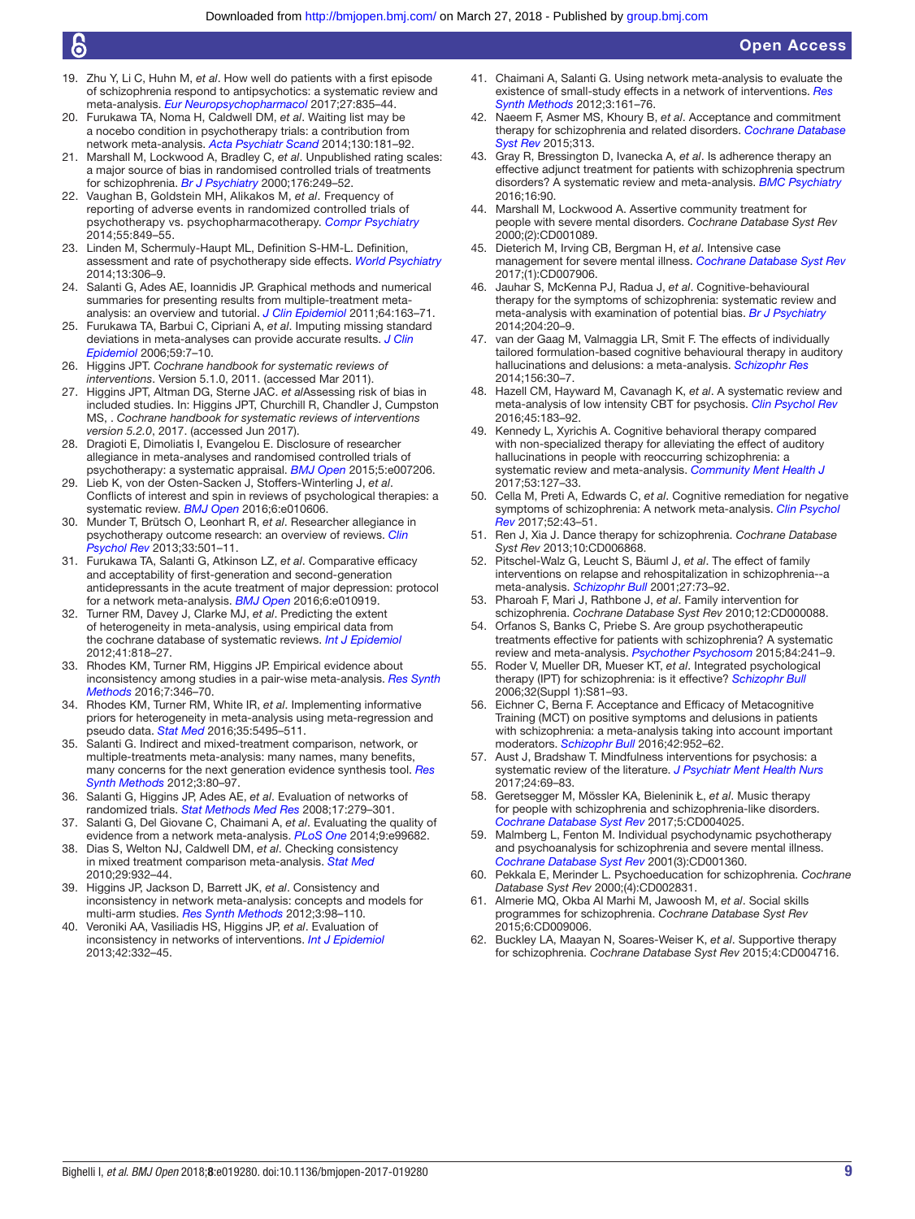19. Zhu Y, Li C, Huhn M, *et al*. How well do patients with a first episode of schizophrenia respond to antipsychotics: a systematic review and meta-analysis. *Eur Neuropsychopharmacol* 2017;27:835–44.
20. Furukawa TA, Noma H, Caldwell DM, *et al*. Waiting list may be a nocebo condition in psychotherapy trials: a contribution from network meta-analysis. *Acta Psychiatr Scand* 2014;130:181–92.
21. Marshall M, Lockwood A, Bradley C, *et al*. Unpublished rating scales: a major source of bias in randomised controlled trials of treatments for schizophrenia. *Br J Psychiatry* 2000;176:249–52.
22. Vaughan B, Goldstein MH, Alikakos M, *et al*. Frequency of reporting of adverse events in randomized controlled trials of psychotherapy vs. psychopharmacotherapy. *Compr Psychiatry* 2014;55:849–55.
23. Linden M, Schermuly-Haupt ML, Definition S-HM-L. Definition, assessment and rate of psychotherapy side effects. *World Psychiatry* 2014;13:306–9.
24. Salanti G, Ades AE, Ioannidis JP. Graphical methods and numerical summaries for presenting results from multiple-treatment meta-analysis: an overview and tutorial. *J Clin Epidemiol* 2011;64:163–71.
25. Furukawa TA, Barbui C, Cipriani A, *et al*. Imputing missing standard deviations in meta-analyses can provide accurate results. *J Clin Epidemiol* 2006;59:7–10.
26. Higgins JPT. *Cochrane handbook for systematic reviews of interventions*. Version 5.1.0, 2011. (accessed Mar 2011).
27. Higgins JPT, Altman DG, Sterne JAC. *et al*Assessing risk of bias in included studies. In: Higgins JPT, Churchill R, Chandler J, Cumpston MS, . *Cochrane handbook for systematic reviews of interventions version 5.2.0*, 2017. (accessed Jun 2017).
28. Dragioti E, Dimoliatis I, Evangelou E. Disclosure of researcher allegiance in meta-analyses and randomised controlled trials of psychotherapy: a systematic appraisal. *BMJ Open* 2015;5:e007206.
29. Lieb K, von der Osten-Sacken J, Stoffers-Winterling J, *et al*. Conflicts of interest and spin in reviews of psychological therapies: a systematic review. *BMJ Open* 2016;6:e010606.
30. Munder T, Brütsch O, Leonhart R, *et al*. Researcher allegiance in psychotherapy outcome research: an overview of reviews. *Clin Psychol Rev* 2013;33:501–11.
31. Furukawa TA, Salanti G, Atkinson LZ, *et al*. Comparative efficacy and acceptability of first-generation and second-generation antidepressants in the acute treatment of major depression: protocol for a network meta-analysis. *BMJ Open* 2016;6:e010919.
32. Turner RM, Davey J, Clarke MJ, *et al*. Predicting the extent of heterogeneity in meta-analysis, using empirical data from the cochrane database of systematic reviews. *Int J Epidemiol* 2012;41:818–27.
33. Rhodes KM, Turner RM, Higgins JP. Empirical evidence about inconsistency among studies in a pair-wise meta-analysis. *Res Synth Methods* 2016;7:346–70.
34. Rhodes KM, Turner RM, White IR, *et al*. Implementing informative priors for heterogeneity in meta-analysis using meta-regression and pseudo data. *Stat Med* 2016;35:5495–511.
35. Salanti G. Indirect and mixed-treatment comparison, network, or multiple-treatments meta-analysis: many names, many benefits, many concerns for the next generation evidence synthesis tool. *Res Synth Methods* 2012;3:80–97.
36. Salanti G, Higgins JP, Ades AE, *et al*. Evaluation of networks of randomized trials. *Stat Methods Med Res* 2008;17:279–301.
37. Salanti G, Del Giovane C, Chaimani A, *et al*. Evaluating the quality of evidence from a network meta-analysis. *PLoS One* 2014;9:e99682.
38. Dias S, Welton NJ, Caldwell DM, *et al*. Checking consistency in mixed treatment comparison meta-analysis. *Stat Med* 2010;29:932–44.
39. Higgins JP, Jackson D, Barrett JK, *et al*. Consistency and inconsistency in network meta-analysis: concepts and models for multi-arm studies. *Res Synth Methods* 2012;3:98–110.
40. Veroniki AA, Vasiliadis HS, Higgins JP, *et al*. Evaluation of inconsistency in networks of interventions. *Int J Epidemiol* 2013;42:332–45.
41. Chaimani A, Salanti G. Using network meta-analysis to evaluate the existence of small-study effects in a network of interventions. *Res Synth Methods* 2012;3:161–76.
42. Naeem F, Asmer MS, Khoury B, *et al*. Acceptance and commitment therapy for schizophrenia and related disorders. *Cochrane Database Syst Rev* 2015;313.
43. Gray R, Bressington D, Ivanecka A, *et al*. Is adherence therapy an effective adjunct treatment for patients with schizophrenia spectrum disorders? A systematic review and meta-analysis. *BMC Psychiatry* 2016;16:90.
44. Marshall M, Lockwood A. Assertive community treatment for people with severe mental disorders. *Cochrane Database Syst Rev* 2000;(2):CD001089.
45. Dieterich M, Irving CB, Bergman H, *et al*. Intensive case management for severe mental illness. *Cochrane Database Syst Rev* 2017;(1):CD007906.
46. Jauhar S, McKenna PJ, Radua J, *et al*. Cognitive-behavioural therapy for the symptoms of schizophrenia: systematic review and meta-analysis with examination of potential bias. *Br J Psychiatry* 2014;204:20–9.
47. van der Gaag M, Valmaggia LR, Smit F. The effects of individually tailored formulation-based cognitive behavioural therapy in auditory hallucinations and delusions: a meta-analysis. *Schizophr Res* 2014;156:30–7.
48. Hazell CM, Hayward M, Cavanagh K, *et al*. A systematic review and meta-analysis of low intensity CBT for psychosis. *Clin Psychol Rev* 2016;45:183–92.
49. Kennedy L, Xyrichis A. Cognitive behavioral therapy compared with non-specialized therapy for alleviating the effect of auditory hallucinations in people with reoccurring schizophrenia: a systematic review and meta-analysis. *Community Ment Health J* 2017;53:127–33.
50. Cella M, Preti A, Edwards C, *et al*. Cognitive remediation for negative symptoms of schizophrenia: A network meta-analysis. *Clin Psychol Rev* 2017;52:43–51.
51. Ren J, Xia J. Dance therapy for schizophrenia. *Cochrane Database Syst Rev* 2013;10:CD006868.
52. Pitschel-Walz G, Leucht S, Bäuml J, *et al*. The effect of family interventions on relapse and rehospitalization in schizophrenia--a meta-analysis. *Schizophr Bull* 2001;27:73–92.
53. Pharoah F, Mari J, Rathbone J, *et al*. Family intervention for schizophrenia. *Cochrane Database Syst Rev* 2010;12:CD000088.
54. Orfanos S, Banks C, Priebe S. Are group psychotherapeutic treatments effective for patients with schizophrenia? A systematic review and meta-analysis. *Psychother Psychosom* 2015;84:241–9.
55. Roder V, Mueller DR, Mueser KT, *et al*. Integrated psychological therapy (IPT) for schizophrenia: is it effective? *Schizophr Bull* 2006;32(Suppl 1):S81–93.
56. Eichner C, Berna F. Acceptance and Efficacy of Metacognitive Training (MCT) on positive symptoms and delusions in patients with schizophrenia: a meta-analysis taking into account important moderators. *Schizophr Bull* 2016;42:952–62.
57. Aust J, Bradshaw T. Mindfulness interventions for psychosis: a systematic review of the literature. *J Psychiatr Ment Health Nurs* 2017;24:69–83.
58. Geretsegger M, Mössler KA, Bieleninik Ł, *et al*. Music therapy for people with schizophrenia and schizophrenia-like disorders. *Cochrane Database Syst Rev* 2017;5:CD004025.
59. Malmberg L, Fenton M. Individual psychodynamic psychotherapy and psychoanalysis for schizophrenia and severe mental illness. *Cochrane Database Syst Rev* 2001(3):CD001360.
60. Pekkala E, Merinder L. Psychoeducation for schizophrenia. *Cochrane Database Syst Rev* 2000;(4):CD002831.
61. Almerie MQ, Okba Al Marhi M, Jawoosh M, *et al*. Social skills programmes for schizophrenia. *Cochrane Database Syst Rev* 2015;6:CD009006.
62. Buckley LA, Maayan N, Soares-Weiser K, *et al*. Supportive therapy for schizophrenia. *Cochrane Database Syst Rev* 2015;4:CD004716.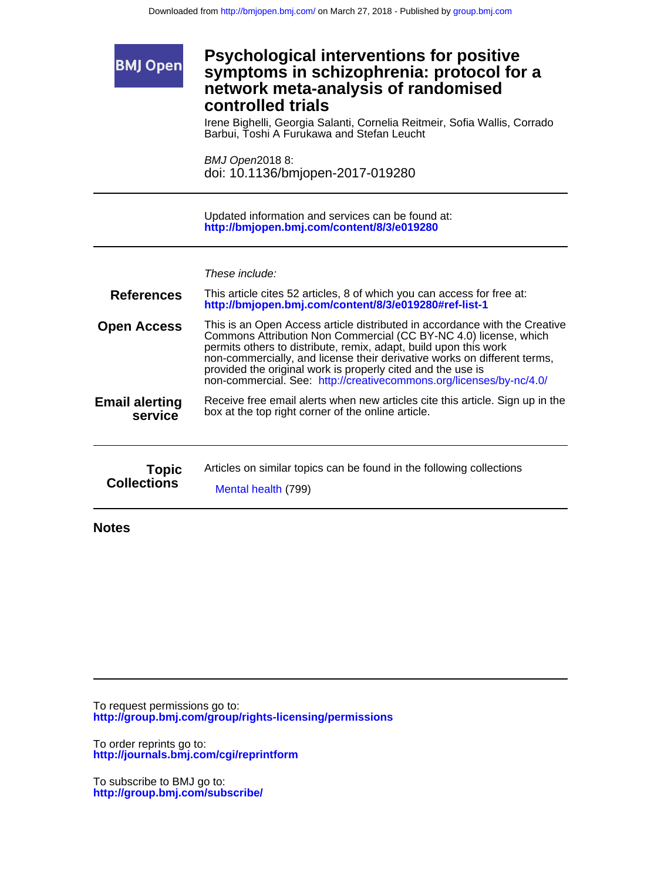Downloaded from http://bmjopen.bmj.com/ on March 27, 2018 - Published by group.bmj.com

BMJ Open

# Psychological interventions for positive symptoms in schizophrenia: protocol for a network meta-analysis of randomised controlled trials

Irene Bighelli, Georgia Salanti, Cornelia Reitmeir, Sofia Wallis, Corrado Barbui, Toshi A Furukawa and Stefan Leucht

*BMJ Open*2018 8:
doi: 10.1136/bmjopen-2017-019280

Updated information and services can be found at:
**http://bmjopen.bmj.com/content/8/3/e019280**

*These include:*

**References**
This article cites 52 articles, 8 of which you can access for free at:
**http://bmjopen.bmj.com/content/8/3/e019280#ref-list-1**

**Open Access**
This is an Open Access article distributed in accordance with the Creative Commons Attribution Non Commercial (CC BY-NC 4.0) license, which permits others to distribute, remix, adapt, build upon this work non-commercially, and license their derivative works on different terms, provided the original work is properly cited and the use is non-commercial. See: http://creativecommons.org/licenses/by-nc/4.0/

**Email alerting service**
Receive free email alerts when new articles cite this article. Sign up in the box at the top right corner of the online article.

**Topic Collections**
Articles on similar topics can be found in the following collections

Mental health (799)

## Notes

To request permissions go to:
**http://group.bmj.com/group/rights-licensing/permissions**

To order reprints go to:
**http://journals.bmj.com/cgi/reprintform**

To subscribe to BMJ go to:
**http://group.bmj.com/subscribe/**